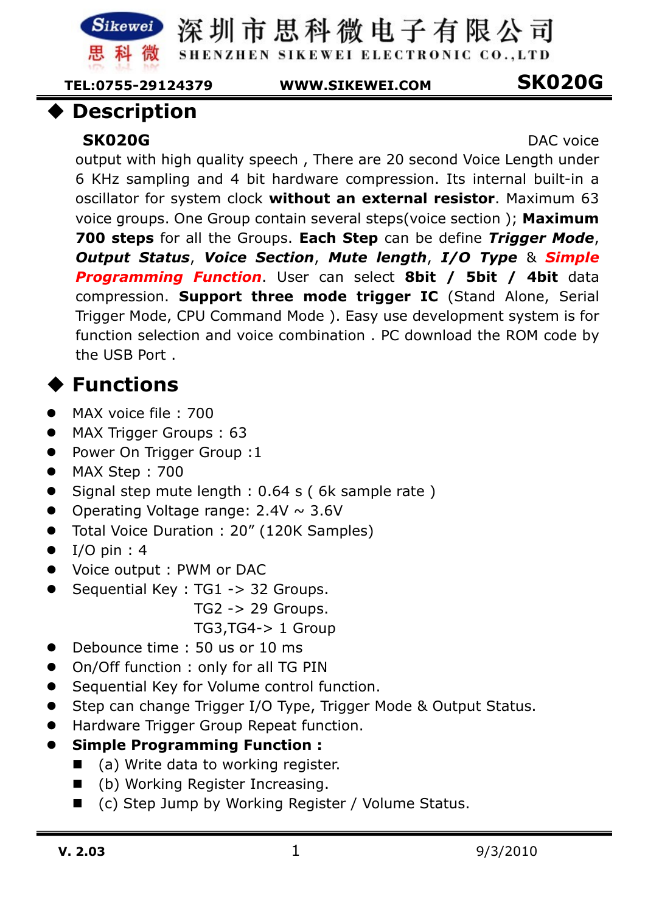## ◆ Description

**SK020G** DAC voice output with high quality speech , There are 20 second Voice Length under 6 KHz sampling and 4 bit hardware compression. Its internal built-in a oscillator for system clock **without an external resistor**. Maximum 63 voice groups. One Group contain several steps(voice section ); **Maximum 700 steps** for all the Groups. **Each Step** can be define ***Trigger Mode***, ***Output Status***, ***Voice Section***, ***Mute length***, ***I/O Type*** & ***Simple Programming Function***. User can select **8bit / 5bit / 4bit** data compression. **Support three mode trigger IC** (Stand Alone, Serial Trigger Mode, CPU Command Mode ). Easy use development system is for function selection and voice combination . PC download the ROM code by the USB Port .

## ◆ Functions

- MAX voice file : 700
- MAX Trigger Groups : 63
- Power On Trigger Group :1
- MAX Step : 700
- Signal step mute length : 0.64 s ( 6k sample rate )
- Operating Voltage range: 2.4V ~ 3.6V
- Total Voice Duration : 20” (120K Samples)
- I/O pin : 4
- Voice output : PWM or DAC
- Sequential Key : TG1 -> 32 Groups.
  TG2 -> 29 Groups.
  TG3,TG4-> 1 Group
- Debounce time : 50 us or 10 ms
- On/Off function : only for all TG PIN
- Sequential Key for Volume control function.
- Step can change Trigger I/O Type, Trigger Mode & Output Status.
- Hardware Trigger Group Repeat function.
- **Simple Programming Function :**
  - (a) Write data to working register.
  - (b) Working Register Increasing.
  - (c) Step Jump by Working Register / Volume Status.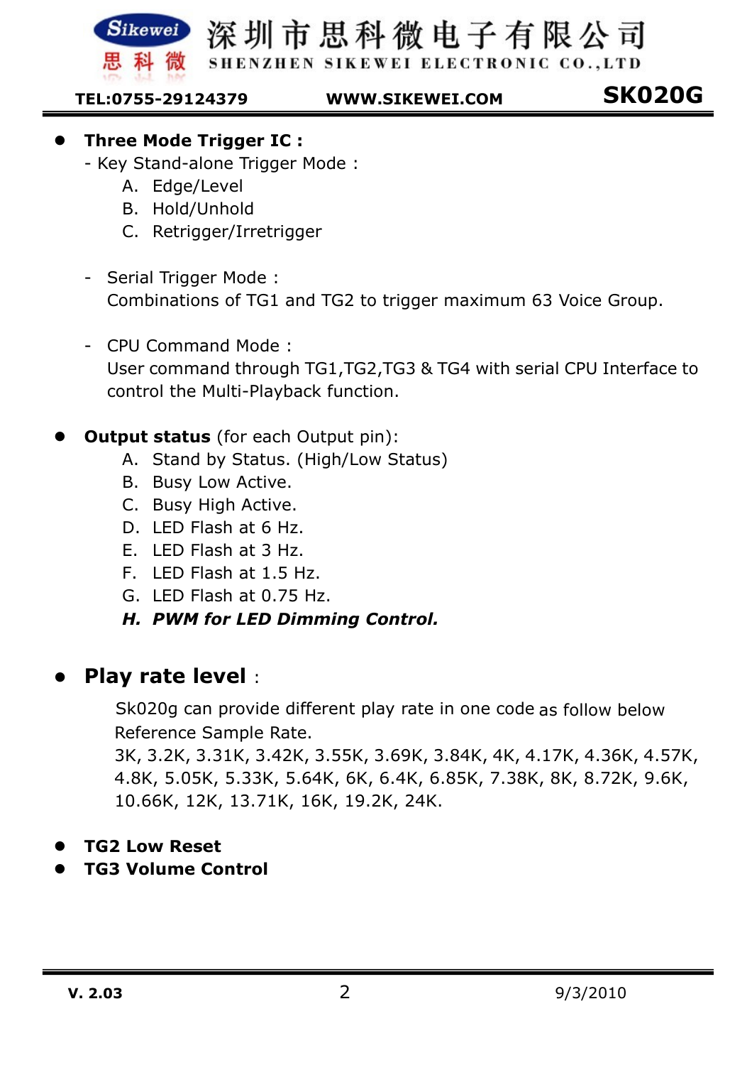- **Three Mode Trigger IC :**
  - Key Stand-alone Trigger Mode :
    - A. Edge/Level
    - B. Hold/Unhold
    - C. Retrigger/Irretrigger
  - Serial Trigger Mode :
    Combinations of TG1 and TG2 to trigger maximum 63 Voice Group.
  - CPU Command Mode :
    User command through TG1,TG2,TG3 & TG4 with serial CPU Interface to control the Multi-Playback function.

- **Output status** (for each Output pin):
  - A. Stand by Status. (High/Low Status)
  - B. Busy Low Active.
  - C. Busy High Active.
  - D. LED Flash at 6 Hz.
  - E. LED Flash at 3 Hz.
  - F. LED Flash at 1.5 Hz.
  - G. LED Flash at 0.75 Hz.
  - ***H. PWM for LED Dimming Control.***

- **Play rate level** :

  Sk020g can provide different play rate in one code as follow below Reference Sample Rate.
  3K, 3.2K, 3.31K, 3.42K, 3.55K, 3.69K, 3.84K, 4K, 4.17K, 4.36K, 4.57K, 4.8K, 5.05K, 5.33K, 5.64K, 6K, 6.4K, 6.85K, 7.38K, 8K, 8.72K, 9.6K, 10.66K, 12K, 13.71K, 16K, 19.2K, 24K.

- **TG2 Low Reset**
- **TG3 Volume Control**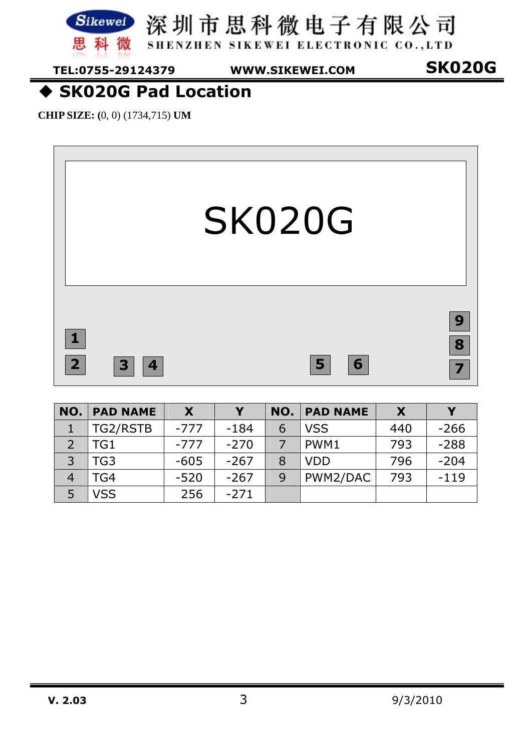## ◆ SK020G Pad Location

**CHIP SIZE:** (0, 0) (1734,715) **UM**

SK020G

| NO. | PAD NAME | X | Y | NO. | PAD NAME | X | Y |
|---|---|---|---|---|---|---|---|
| 1 | TG2/RSTB | -777 | -184 | 6 | VSS | 440 | -266 |
| 2 | TG1 | -777 | -270 | 7 | PWM1 | 793 | -288 |
| 3 | TG3 | -605 | -267 | 8 | VDD | 796 | -204 |
| 4 | TG4 | -520 | -267 | 9 | PWM2/DAC | 793 | -119 |
| 5 | VSS | 256 | -271 | | | | |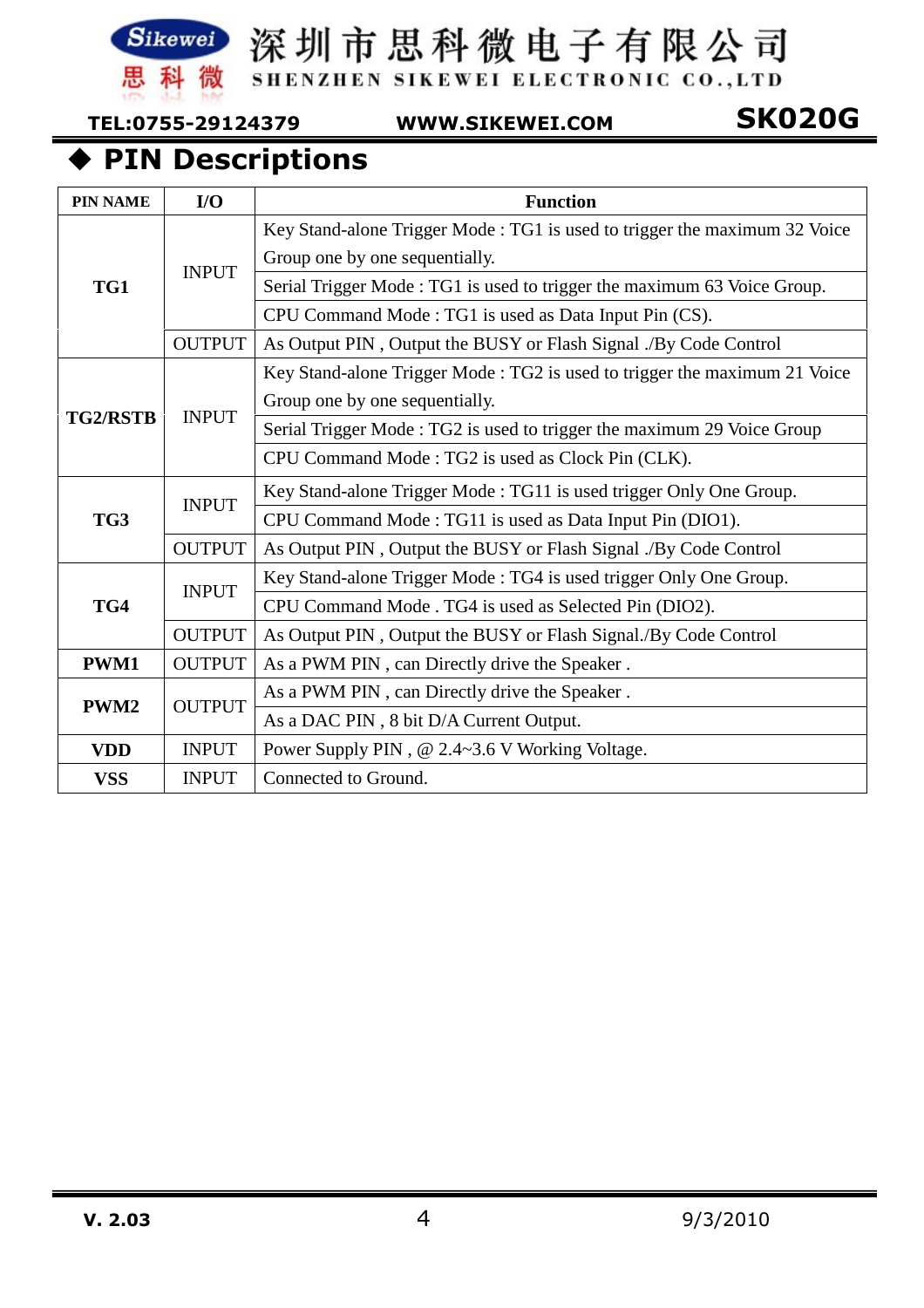## ◆ PIN Descriptions

| PIN NAME | I/O | Function |
|---|---|---|
| **TG1** | INPUT | Key Stand-alone Trigger Mode : TG1 is used to trigger the maximum 32 Voice Group one by one sequentially. |
| | | Serial Trigger Mode : TG1 is used to trigger the maximum 63 Voice Group. |
| | | CPU Command Mode : TG1 is used as Data Input Pin (CS). |
| | OUTPUT | As Output PIN , Output the BUSY or Flash Signal ./By Code Control |
| **TG2/RSTB** | INPUT | Key Stand-alone Trigger Mode : TG2 is used to trigger the maximum 21 Voice Group one by one sequentially. |
| | | Serial Trigger Mode : TG2 is used to trigger the maximum 29 Voice Group |
| | | CPU Command Mode : TG2 is used as Clock Pin (CLK). |
| **TG3** | INPUT | Key Stand-alone Trigger Mode : TG11 is used trigger Only One Group. |
| | | CPU Command Mode : TG11 is used as Data Input Pin (DIO1). |
| | OUTPUT | As Output PIN , Output the BUSY or Flash Signal ./By Code Control |
| **TG4** | INPUT | Key Stand-alone Trigger Mode : TG4 is used trigger Only One Group. |
| | | CPU Command Mode . TG4 is used as Selected Pin (DIO2). |
| | OUTPUT | As Output PIN , Output the BUSY or Flash Signal./By Code Control |
| **PWM1** | OUTPUT | As a PWM PIN , can Directly drive the Speaker . |
| **PWM2** | OUTPUT | As a PWM PIN , can Directly drive the Speaker . |
| | | As a DAC PIN , 8 bit D/A Current Output. |
| **VDD** | INPUT | Power Supply PIN , @ 2.4~3.6 V Working Voltage. |
| **VSS** | INPUT | Connected to Ground. |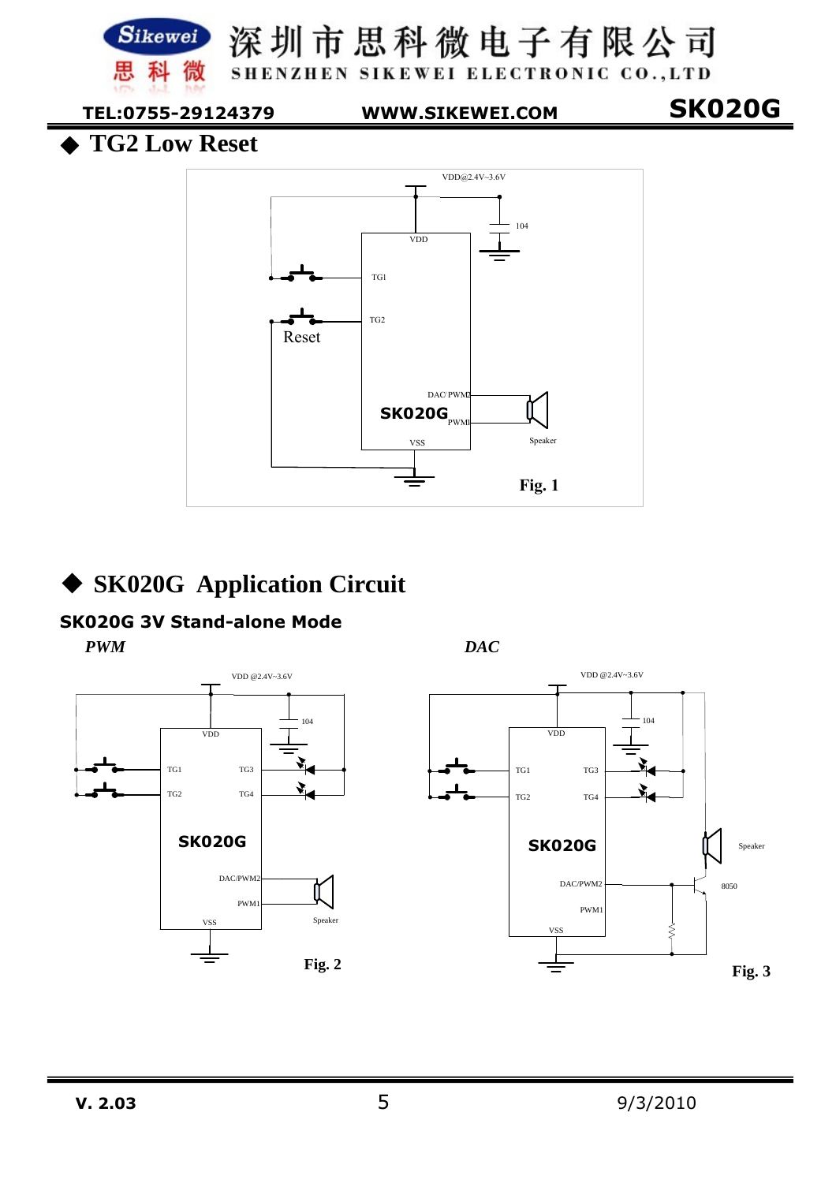## ◆ TG2 Low Reset

VDD@2.4V~3.6V

104

VDD

TG1

TG2

Reset

DAC/ PWM2

SK020G

PWM1

VSS

Speaker

**Fig. 1**

## ◆ SK020G Application Circuit

### SK020G 3V Stand-alone Mode

*PWM*

*DAC*

VDD @2.4V~3.6V

104

VDD

TG1 TG3

TG2 TG4

SK020G

DAC/PWM2

PWM1

VSS

Speaker

**Fig. 2**

VDD @2.4V~3.6V

104

VDD

TG1 TG3

TG2 TG4

SK020G

DAC/PWM2

PWM1

VSS

Speaker

8050

**Fig. 3**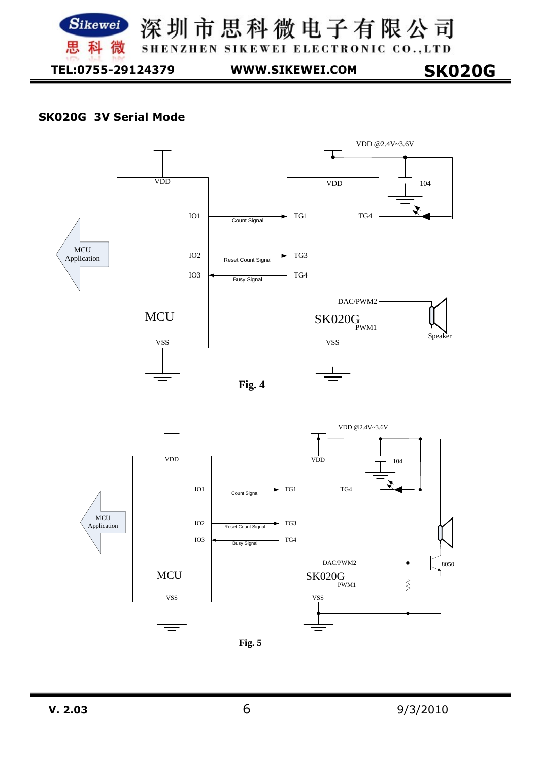## SK020G 3V Serial Mode

Fig. 4

Fig. 5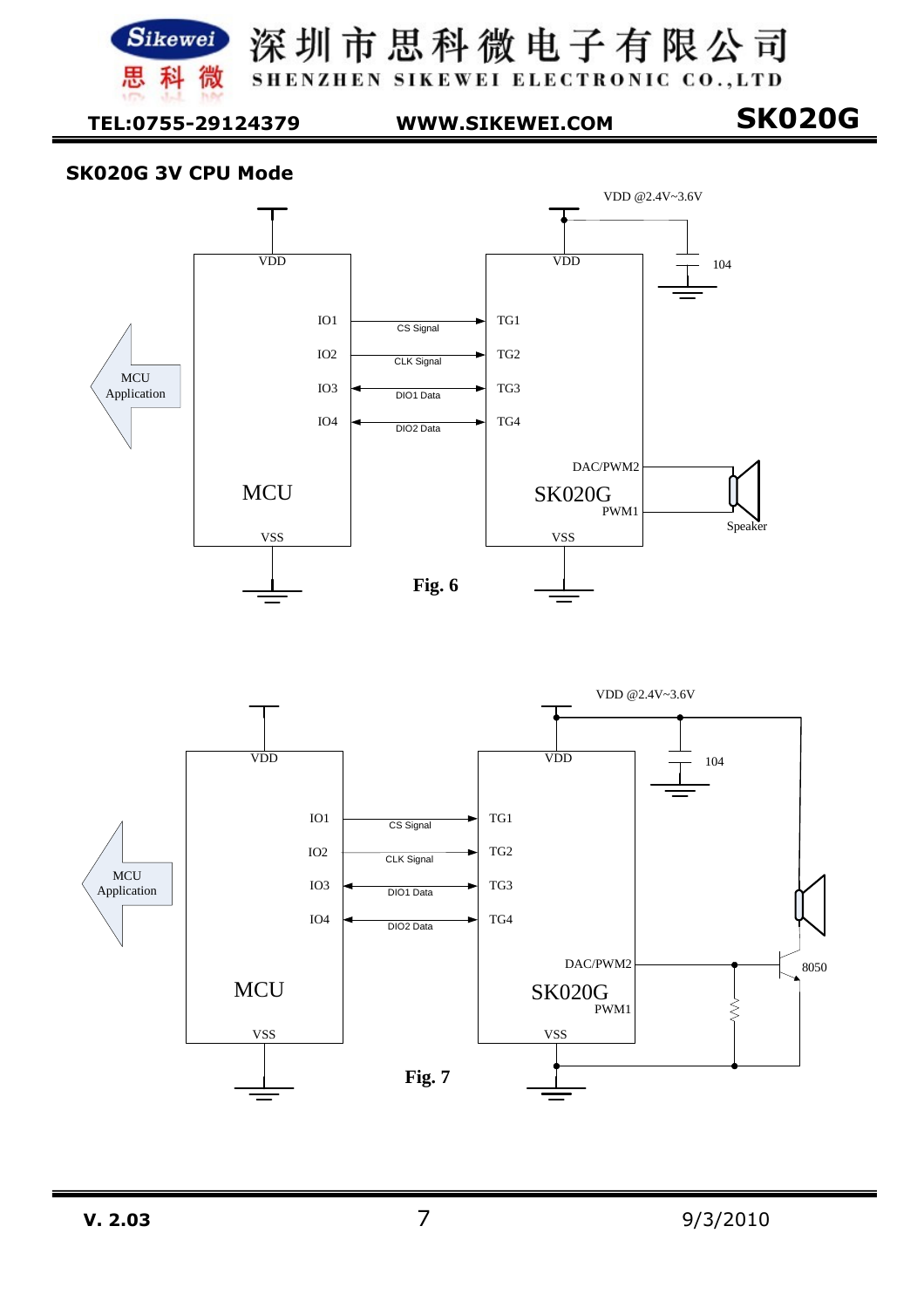## SK020G 3V CPU Mode

VDD @2.4V~3.6V

Fig. 6

VDD @2.4V~3.6V

Fig. 7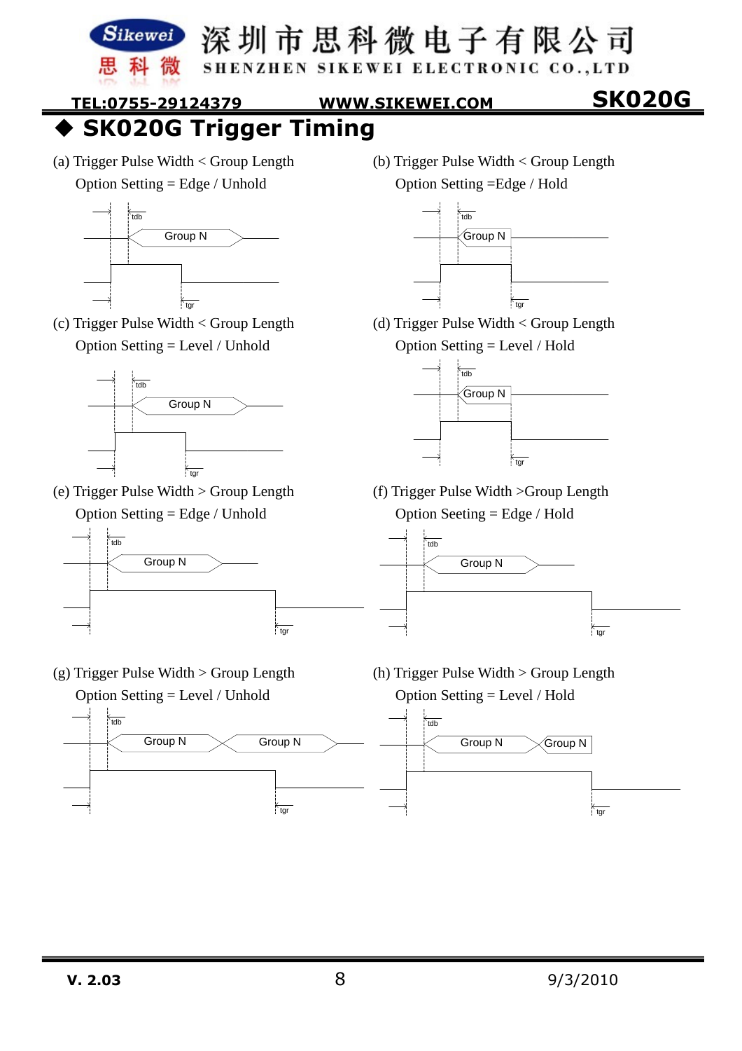## ◆ SK020G Trigger Timing

(a) Trigger Pulse Width < Group Length
Option Setting = Edge / Unhold

tdb
Group N
tgr

(b) Trigger Pulse Width < Group Length
Option Setting =Edge / Hold

tdb
Group N
tgr

(c) Trigger Pulse Width < Group Length
Option Setting = Level / Unhold

tdb
Group N
tgr

(d) Trigger Pulse Width < Group Length
Option Setting = Level / Hold

tdb
Group N
tgr

(e) Trigger Pulse Width > Group Length
Option Setting = Edge / Unhold

tdb
Group N
tgr

(f) Trigger Pulse Width >Group Length
Option Seeting = Edge / Hold

tdb
Group N
tgr

(g) Trigger Pulse Width > Group Length
Option Setting = Level / Unhold

tdb
Group N Group N
tgr

(h) Trigger Pulse Width > Group Length
Option Setting = Level / Hold

tdb
Group N Group N
tgr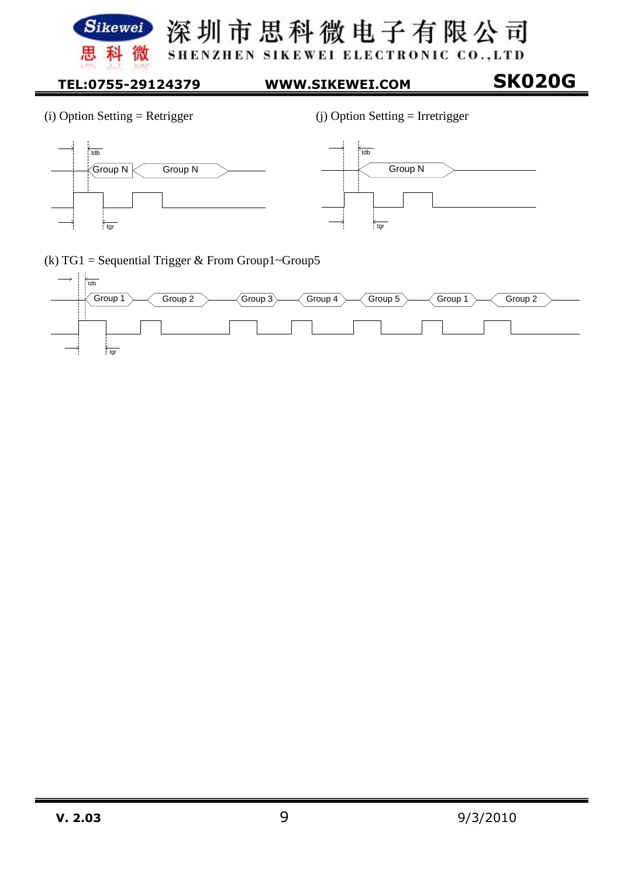(i) Option Setting = Retrigger

tdb

Group N　Group N

tgr

(j) Option Setting = Irretrigger

tdb

Group N

tgr

(k) TG1 = Sequential Trigger & From Group1~Group5

tdb

Group 1　Group 2　Group 3　Group 4　Group 5　Group 1　Group 2

tgr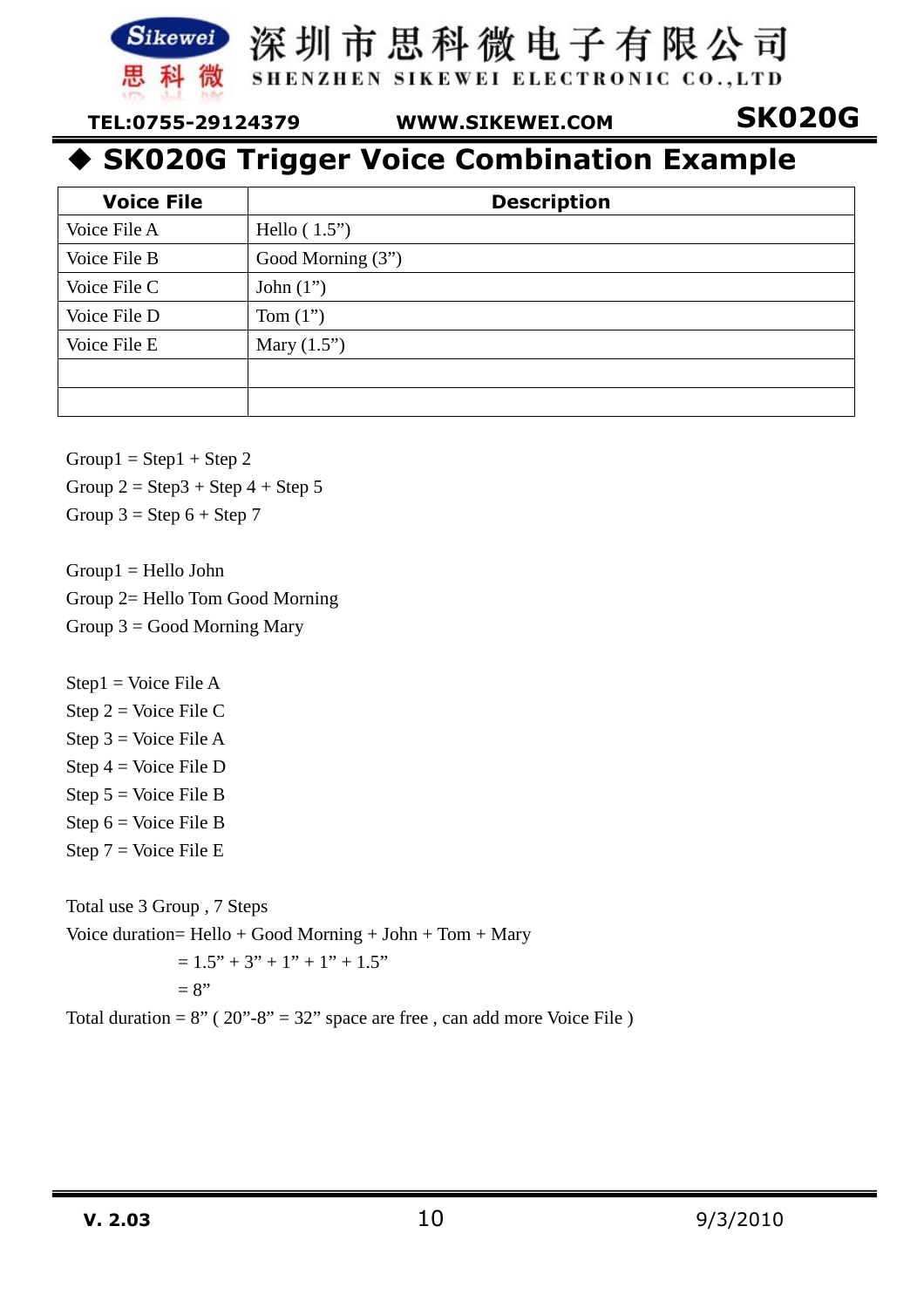## ◆ SK020G Trigger Voice Combination Example

| Voice File | Description |
|---|---|
| Voice File A | Hello ( 1.5”) |
| Voice File B | Good Morning (3”) |
| Voice File C | John (1”) |
| Voice File D | Tom (1”) |
| Voice File E | Mary (1.5”) |
| | |
| | |

Group1 = Step1 + Step 2
Group 2 = Step3 + Step 4 + Step 5
Group 3 = Step 6 + Step 7

Group1 = Hello John
Group 2= Hello Tom Good Morning
Group 3 = Good Morning Mary

Step1 = Voice File A
Step 2 = Voice File C
Step 3 = Voice File A
Step 4 = Voice File D
Step 5 = Voice File B
Step 6 = Voice File B
Step 7 = Voice File E

Total use 3 Group , 7 Steps
Voice duration= Hello + Good Morning + John + Tom + Mary
= 1.5” + 3” + 1” + 1” + 1.5”
= 8”
Total duration = 8” ( 20”-8” = 32” space are free , can add more Voice File )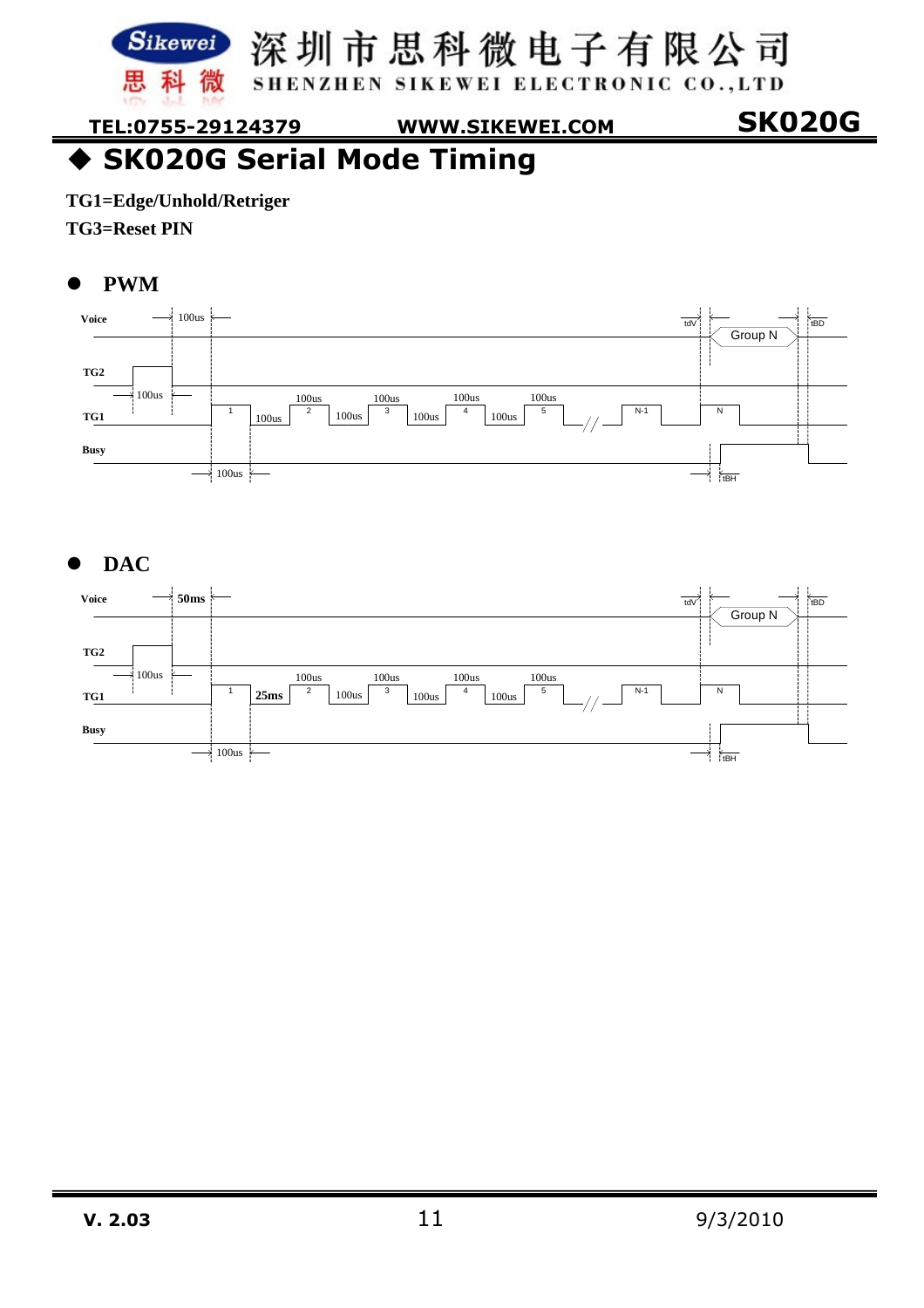# ◆ SK020G Serial Mode Timing

**TG1=Edge/Unhold/Retriger**

**TG3=Reset PIN**

- **PWM**

Voice — 100us — tdV — Group N — tBD

TG2 — 100us

TG1 — 1 — 100us — 2 — 100us — 3 — 100us — 4 — 100us — 5 — // — N-1 — N

(pulse widths: 100us, 100us, 100us, 100us)

Busy — 100us — tBH

- **DAC**

Voice — 50ms — tdV — Group N — tBD

TG2 — 100us

TG1 — 1 — 25ms — 2 — 100us — 3 — 100us — 4 — 100us — 5 — // — N-1 — N

(pulse widths: 100us, 100us, 100us, 100us)

Busy — 100us — tBH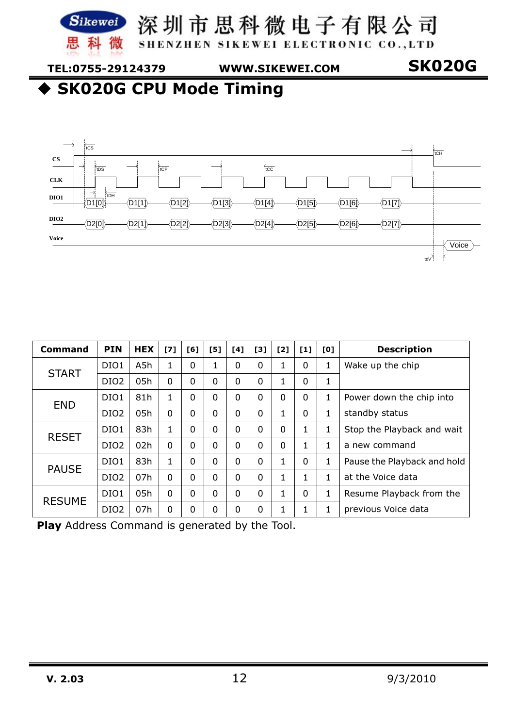## ◆ SK020G CPU Mode Timing

| Command | PIN | HEX | [7] | [6] | [5] | [4] | [3] | [2] | [1] | [0] | Description |
|---|---|---|---|---|---|---|---|---|---|---|---|
| START | DIO1 | A5h | 1 | 0 | 1 | 0 | 0 | 1 | 0 | 1 | Wake up the chip |
| | DIO2 | 05h | 0 | 0 | 0 | 0 | 0 | 1 | 0 | 1 | |
| END | DIO1 | 81h | 1 | 0 | 0 | 0 | 0 | 0 | 0 | 1 | Power down the chip into standby status |
| | DIO2 | 05h | 0 | 0 | 0 | 0 | 0 | 1 | 0 | 1 | |
| RESET | DIO1 | 83h | 1 | 0 | 0 | 0 | 0 | 0 | 1 | 1 | Stop the Playback and wait a new command |
| | DIO2 | 02h | 0 | 0 | 0 | 0 | 0 | 0 | 1 | 1 | |
| PAUSE | DIO1 | 83h | 1 | 0 | 0 | 0 | 0 | 1 | 0 | 1 | Pause the Playback and hold at the Voice data |
| | DIO2 | 07h | 0 | 0 | 0 | 0 | 0 | 1 | 1 | 1 | |
| RESUME | DIO1 | 05h | 0 | 0 | 0 | 0 | 0 | 1 | 0 | 1 | Resume Playback from the previous Voice data |
| | DIO2 | 07h | 0 | 0 | 0 | 0 | 0 | 1 | 1 | 1 | |

**Play** Address Command is generated by the Tool.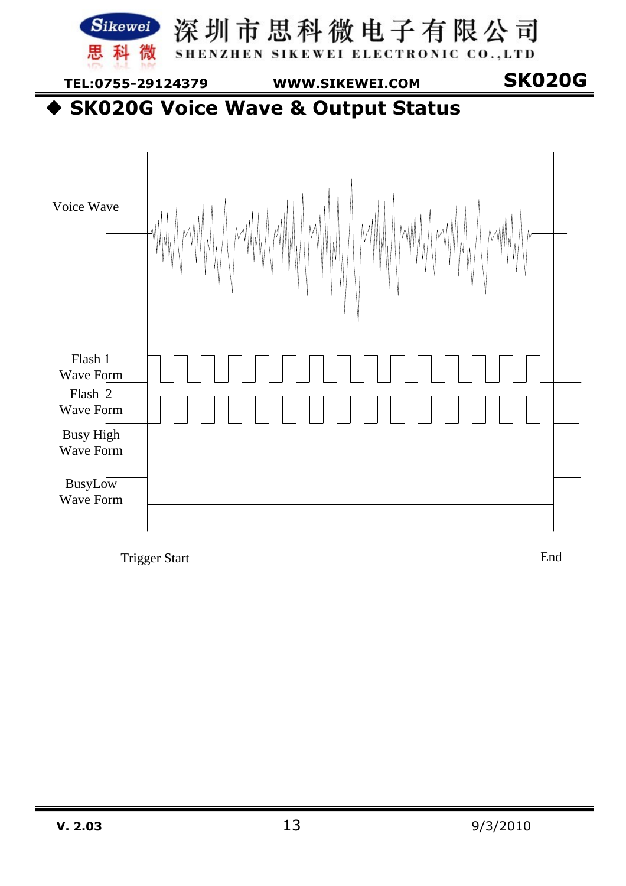## ◆ SK020G Voice Wave & Output Status

Voice Wave

Flash 1
Wave Form

Flash 2
Wave Form

Busy High
Wave Form

BusyLow
Wave Form

Trigger Start

End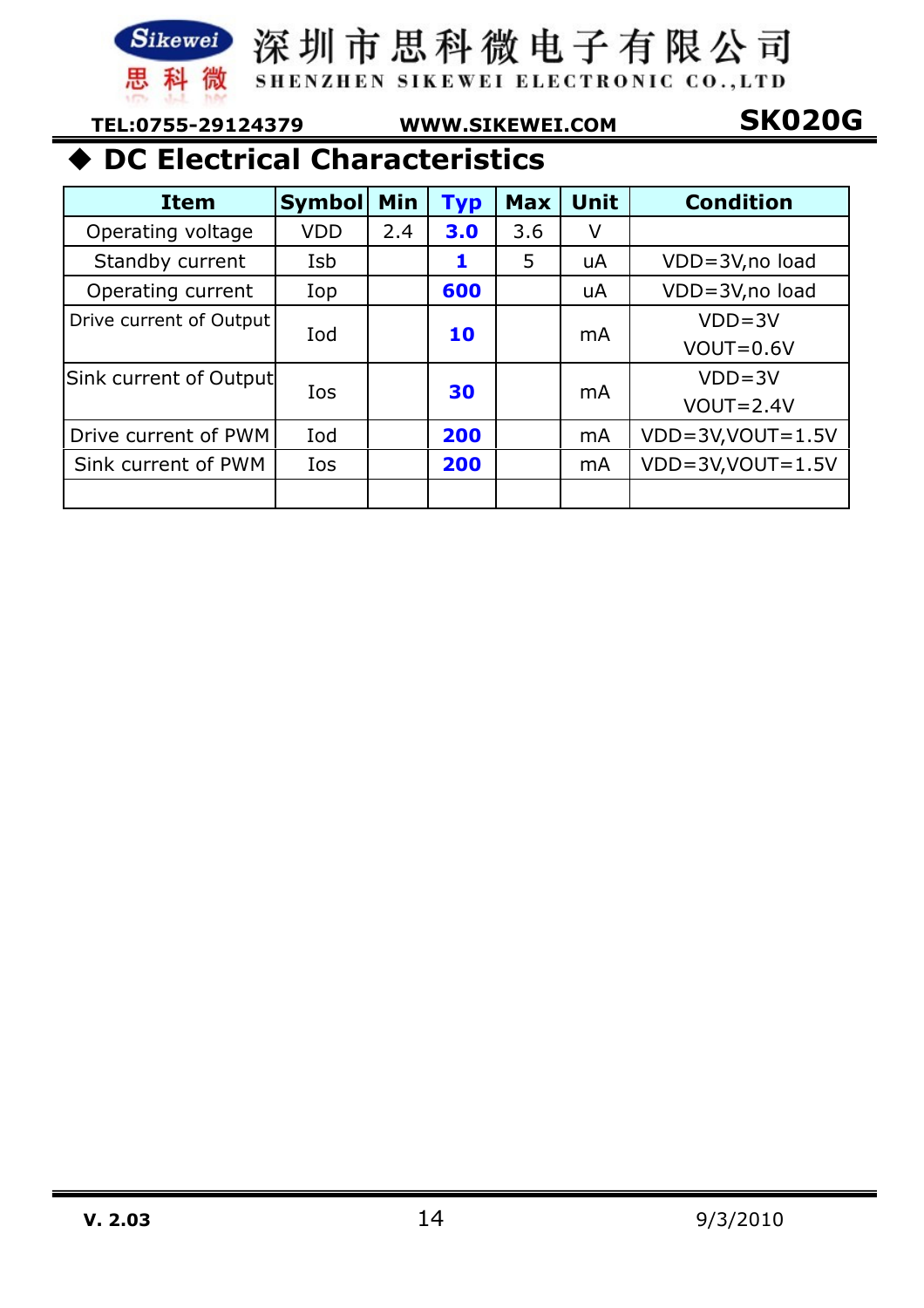## ◆ DC Electrical Characteristics

| Item | Symbol | Min | Typ | Max | Unit | Condition |
|---|---|---|---|---|---|---|
| Operating voltage | VDD | 2.4 | **3.0** | 3.6 | V | |
| Standby current | Isb | | **1** | 5 | uA | VDD=3V,no load |
| Operating current | Iop | | **600** | | uA | VDD=3V,no load |
| Drive current of Output | Iod | | **10** | | mA | VDD=3V VOUT=0.6V |
| Sink current of Output | Ios | | **30** | | mA | VDD=3V VOUT=2.4V |
| Drive current of PWM | Iod | | **200** | | mA | VDD=3V,VOUT=1.5V |
| Sink current of PWM | Ios | | **200** | | mA | VDD=3V,VOUT=1.5V |
| | | | | | | |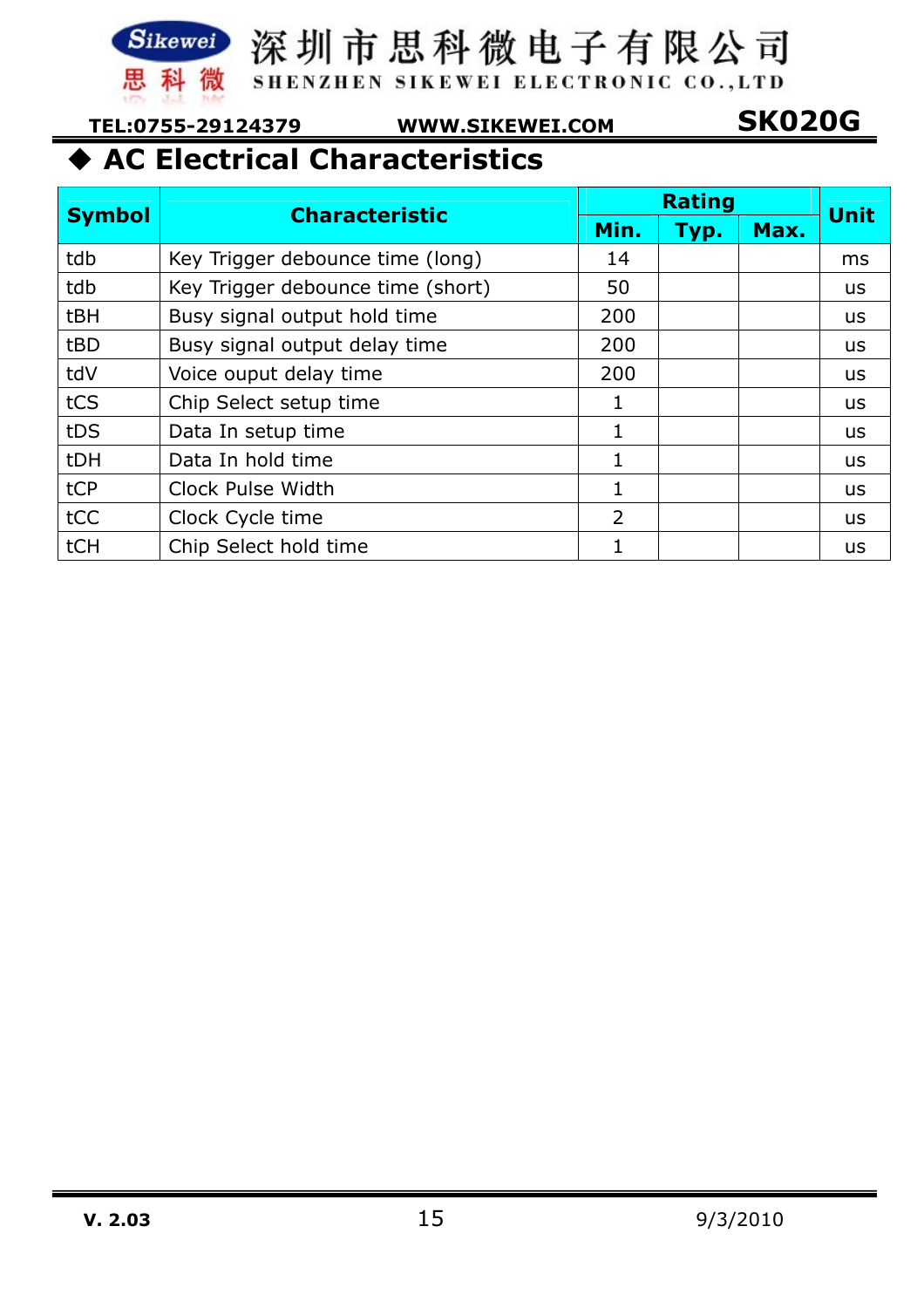## ◆ AC Electrical Characteristics

| Symbol | Characteristic | Rating | | | Unit |
|---|---|---|---|---|---|
| | | Min. | Typ. | Max. | |
| tdb | Key Trigger debounce time (long) | 14 | | | ms |
| tdb | Key Trigger debounce time (short) | 50 | | | us |
| tBH | Busy signal output hold time | 200 | | | us |
| tBD | Busy signal output delay time | 200 | | | us |
| tdV | Voice ouput delay time | 200 | | | us |
| tCS | Chip Select setup time | 1 | | | us |
| tDS | Data In setup time | 1 | | | us |
| tDH | Data In hold time | 1 | | | us |
| tCP | Clock Pulse Width | 1 | | | us |
| tCC | Clock Cycle time | 2 | | | us |
| tCH | Chip Select hold time | 1 | | | us |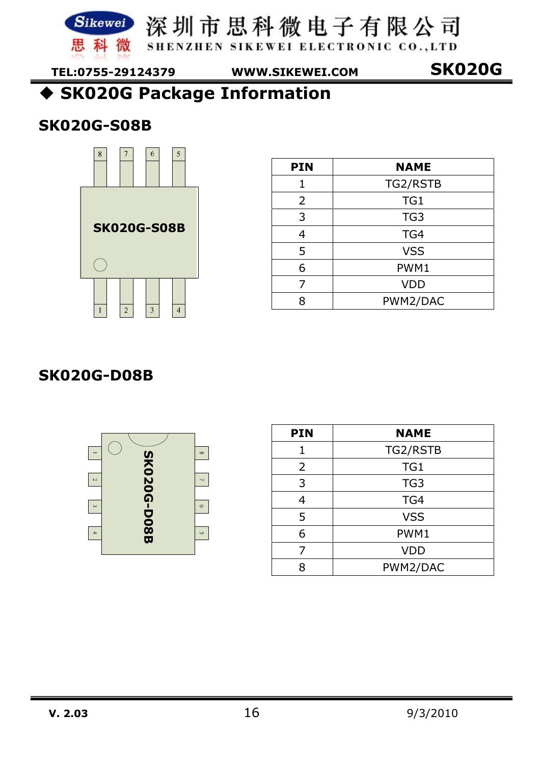## ◆ SK020G Package Information

### SK020G-S08B

| PIN | NAME |
|---|---|
| 1 | TG2/RSTB |
| 2 | TG1 |
| 3 | TG3 |
| 4 | TG4 |
| 5 | VSS |
| 6 | PWM1 |
| 7 | VDD |
| 8 | PWM2/DAC |

### SK020G-D08B

| PIN | NAME |
|---|---|
| 1 | TG2/RSTB |
| 2 | TG1 |
| 3 | TG3 |
| 4 | TG4 |
| 5 | VSS |
| 6 | PWM1 |
| 7 | VDD |
| 8 | PWM2/DAC |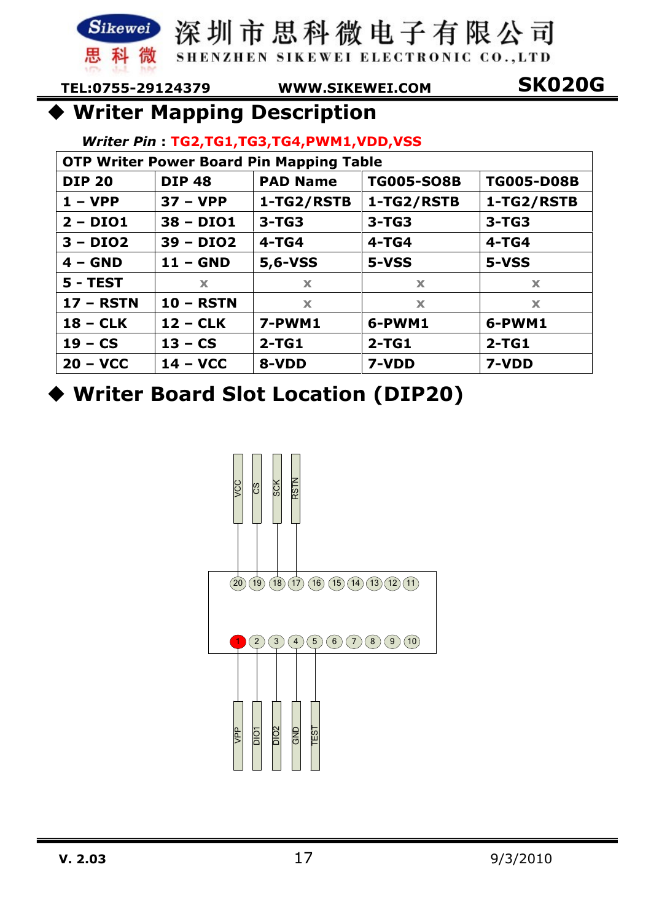## ◆ Writer Mapping Description

***Writer Pin* : TG2,TG1,TG3,TG4,PWM1,VDD,VSS**

| OTP Writer Power Board Pin Mapping Table | | | | |
|---|---|---|---|---|
| **DIP 20** | **DIP 48** | **PAD Name** | **TG005-SO8B** | **TG005-D08B** |
| **1 – VPP** | **37 – VPP** | **1-TG2/RSTB** | **1-TG2/RSTB** | **1-TG2/RSTB** |
| **2 – DIO1** | **38 – DIO1** | **3-TG3** | **3-TG3** | **3-TG3** |
| **3 – DIO2** | **39 – DIO2** | **4-TG4** | **4-TG4** | **4-TG4** |
| **4 – GND** | **11 – GND** | **5,6-VSS** | **5-VSS** | **5-VSS** |
| **5 - TEST** | x | x | x | x |
| **17 – RSTN** | **10 – RSTN** | x | x | x |
| **18 – CLK** | **12 – CLK** | **7-PWM1** | **6-PWM1** | **6-PWM1** |
| **19 – CS** | **13 – CS** | **2-TG1** | **2-TG1** | **2-TG1** |
| **20 – VCC** | **14 – VCC** | **8-VDD** | **7-VDD** | **7-VDD** |

## ◆ Writer Board Slot Location (DIP20)

VCC CS SCK RSTN

20 19 18 17 16 15 14 13 12 11

1 2 3 4 5 6 7 8 9 10

VPP DIO1 DIO2 GND TEST

**V. 2.03** 9/3/2010